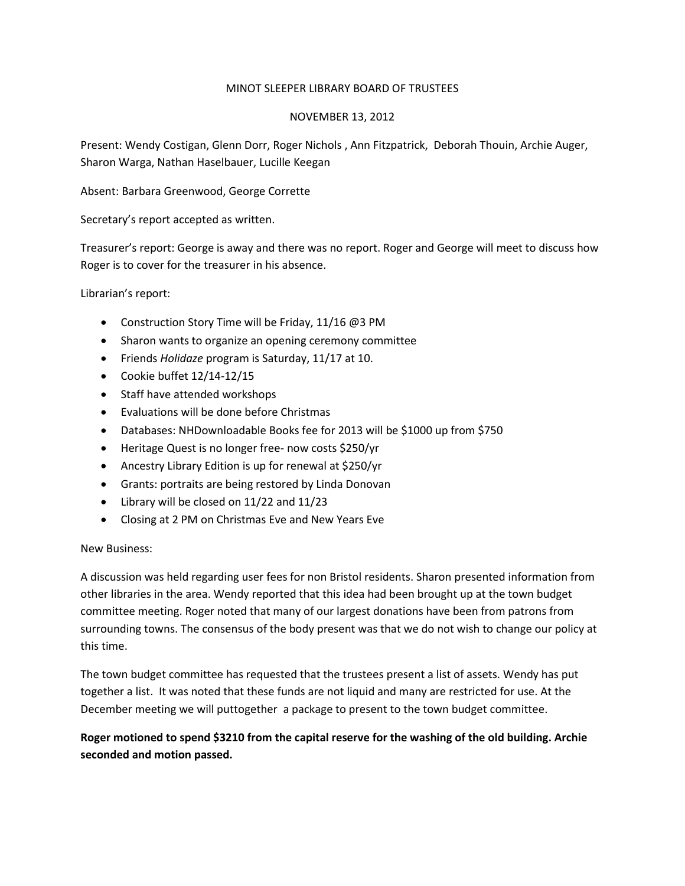# MINOT SLEEPER LIBRARY BOARD OF TRUSTEES

## NOVEMBER 13, 2012

Present: Wendy Costigan, Glenn Dorr, Roger Nichols , Ann Fitzpatrick, Deborah Thouin, Archie Auger, Sharon Warga, Nathan Haselbauer, Lucille Keegan

Absent: Barbara Greenwood, George Corrette

Secretary's report accepted as written.

Treasurer's report: George is away and there was no report. Roger and George will meet to discuss how Roger is to cover for the treasurer in his absence.

Librarian's report:

- Construction Story Time will be Friday, 11/16 @3 PM
- Sharon wants to organize an opening ceremony committee
- Friends *Holidaze* program is Saturday, 11/17 at 10.
- Cookie buffet 12/14-12/15
- Staff have attended workshops
- Evaluations will be done before Christmas
- Databases: NHDownloadable Books fee for 2013 will be $1000 up from $750
- Heritage Quest is no longer free- now costs $250/yr
- Ancestry Library Edition is up for renewal at $250/yr
- Grants: portraits are being restored by Linda Donovan
- Library will be closed on 11/22 and 11/23
- Closing at 2 PM on Christmas Eve and New Years Eve

New Business:

A discussion was held regarding user fees for non Bristol residents. Sharon presented information from other libraries in the area. Wendy reported that this idea had been brought up at the town budget committee meeting. Roger noted that many of our largest donations have been from patrons from surrounding towns. The consensus of the body present was that we do not wish to change our policy at this time.

The town budget committee has requested that the trustees present a list of assets. Wendy has put together a list. It was noted that these funds are not liquid and many are restricted for use. At the December meeting we will puttogether a package to present to the town budget committee.

**Roger motioned to spend $3210 from the capital reserve for the washing of the old building. Archie seconded and motion passed.**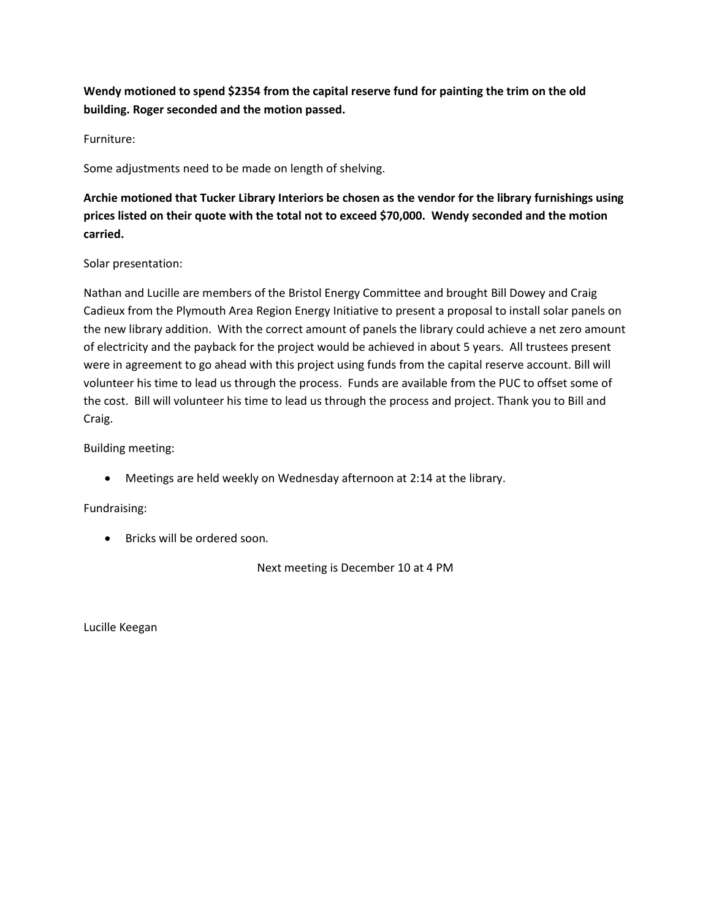**Wendy motioned to spend $2354 from the capital reserve fund for painting the trim on the old building. Roger seconded and the motion passed.**

Furniture:

Some adjustments need to be made on length of shelving.

**Archie motioned that Tucker Library Interiors be chosen as the vendor for the library furnishings using prices listed on their quote with the total not to exceed $70,000. Wendy seconded and the motion carried.**

Solar presentation:

Nathan and Lucille are members of the Bristol Energy Committee and brought Bill Dowey and Craig Cadieux from the Plymouth Area Region Energy Initiative to present a proposal to install solar panels on the new library addition. With the correct amount of panels the library could achieve a net zero amount of electricity and the payback for the project would be achieved in about 5 years. All trustees present were in agreement to go ahead with this project using funds from the capital reserve account. Bill will volunteer his time to lead us through the process. Funds are available from the PUC to offset some of the cost. Bill will volunteer his time to lead us through the process and project. Thank you to Bill and Craig.

Building meeting:

- Meetings are held weekly on Wednesday afternoon at 2:14 at the library.

Fundraising:

- Bricks will be ordered soon.

Next meeting is December 10 at 4 PM

Lucille Keegan